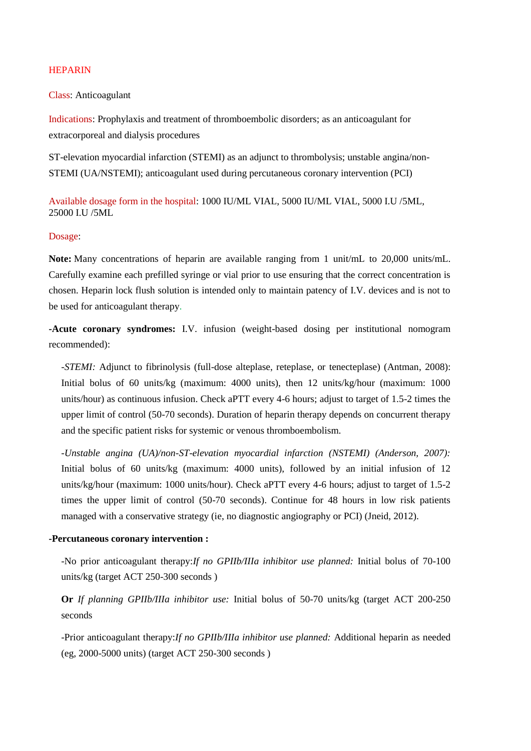# HEPARIN

**Class**: Anticoagulant

**Indications**: Prophylaxis and treatment of thromboembolic disorders; as an anticoagulant for extracorporeal and dialysis procedures

ST-elevation myocardial infarction (STEMI) as an adjunct to thrombolysis; unstable angina/non-STEMI (UA/NSTEMI); anticoagulant used during percutaneous coronary intervention (PCI)

**Available dosage form in the hospital**: 1000 IU/ML VIAL, 5000 IU/ML VIAL, 5000 I.U /5ML, 25000 I.U /5ML

**Dosage**:

**Note:** Many concentrations of heparin are available ranging from 1 unit/mL to 20,000 units/mL. Carefully examine each prefilled syringe or vial prior to use ensuring that the correct concentration is chosen. Heparin lock flush solution is intended only to maintain patency of I.V. devices and is not to be used for anticoagulant therapy.

**-Acute coronary syndromes:** I.V. infusion (weight-based dosing per institutional nomogram recommended):

-*STEMI:* Adjunct to fibrinolysis (full-dose alteplase, reteplase, or tenecteplase) (Antman, 2008): Initial bolus of 60 units/kg (maximum: 4000 units), then 12 units/kg/hour (maximum: 1000 units/hour) as continuous infusion. Check aPTT every 4-6 hours; adjust to target of 1.5-2 times the upper limit of control (50-70 seconds). Duration of heparin therapy depends on concurrent therapy and the specific patient risks for systemic or venous thromboembolism.

-*Unstable angina (UA)/non-ST-elevation myocardial infarction (NSTEMI) (Anderson, 2007):* Initial bolus of 60 units/kg (maximum: 4000 units), followed by an initial infusion of 12 units/kg/hour (maximum: 1000 units/hour). Check aPTT every 4-6 hours; adjust to target of 1.5-2 times the upper limit of control (50-70 seconds). Continue for 48 hours in low risk patients managed with a conservative strategy (ie, no diagnostic angiography or PCI) (Jneid, 2012).

**-Percutaneous coronary intervention :**

-No prior anticoagulant therapy:*If no GPIIb/IIIa inhibitor use planned:* Initial bolus of 70-100 units/kg (target ACT 250-300 seconds )

**Or** *If planning GPIIb/IIIa inhibitor use:* Initial bolus of 50-70 units/kg (target ACT 200-250 seconds

-Prior anticoagulant therapy:*If no GPIIb/IIIa inhibitor use planned:* Additional heparin as needed (eg, 2000-5000 units) (target ACT 250-300 seconds )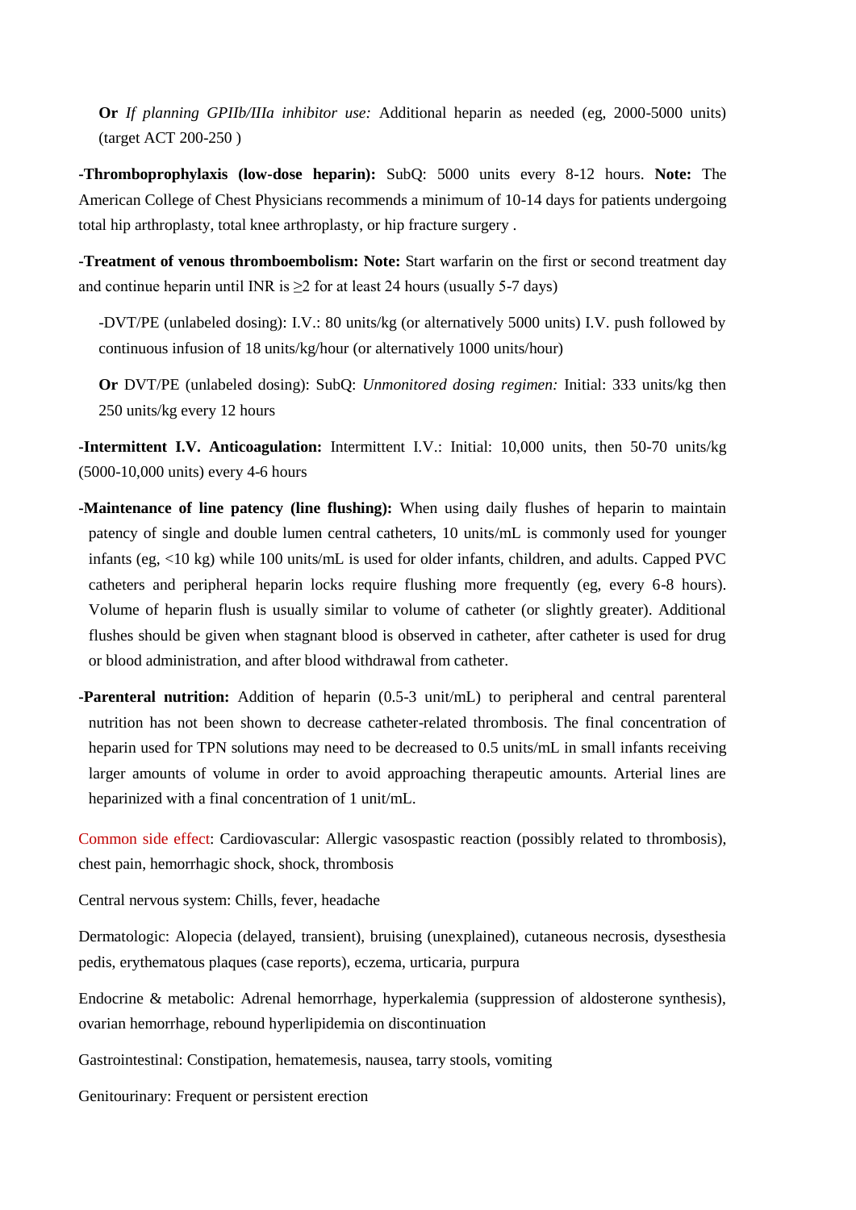**Or** *If planning GPIIb/IIIa inhibitor use:* Additional heparin as needed (eg, 2000-5000 units) (target ACT 200-250 )

-**Thromboprophylaxis (low-dose heparin):** SubQ: 5000 units every 8-12 hours. **Note:** The American College of Chest Physicians recommends a minimum of 10-14 days for patients undergoing total hip arthroplasty, total knee arthroplasty, or hip fracture surgery .

-**Treatment of venous thromboembolism: Note:** Start warfarin on the first or second treatment day and continue heparin until INR is ≥2 for at least 24 hours (usually 5-7 days)

-DVT/PE (unlabeled dosing): I.V.: 80 units/kg (or alternatively 5000 units) I.V. push followed by continuous infusion of 18 units/kg/hour (or alternatively 1000 units/hour)

**Or** DVT/PE (unlabeled dosing): SubQ: *Unmonitored dosing regimen:* Initial: 333 units/kg then 250 units/kg every 12 hours

-**Intermittent I.V. Anticoagulation:** Intermittent I.V.: Initial: 10,000 units, then 50-70 units/kg (5000-10,000 units) every 4-6 hours

-**Maintenance of line patency (line flushing):** When using daily flushes of heparin to maintain patency of single and double lumen central catheters, 10 units/mL is commonly used for younger infants (eg, <10 kg) while 100 units/mL is used for older infants, children, and adults. Capped PVC catheters and peripheral heparin locks require flushing more frequently (eg, every 6-8 hours). Volume of heparin flush is usually similar to volume of catheter (or slightly greater). Additional flushes should be given when stagnant blood is observed in catheter, after catheter is used for drug or blood administration, and after blood withdrawal from catheter.

-**Parenteral nutrition:** Addition of heparin (0.5-3 unit/mL) to peripheral and central parenteral nutrition has not been shown to decrease catheter-related thrombosis. The final concentration of heparin used for TPN solutions may need to be decreased to 0.5 units/mL in small infants receiving larger amounts of volume in order to avoid approaching therapeutic amounts. Arterial lines are heparinized with a final concentration of 1 unit/mL.

Common side effect: Cardiovascular: Allergic vasospastic reaction (possibly related to thrombosis), chest pain, hemorrhagic shock, shock, thrombosis

Central nervous system: Chills, fever, headache

Dermatologic: Alopecia (delayed, transient), bruising (unexplained), cutaneous necrosis, dysesthesia pedis, erythematous plaques (case reports), eczema, urticaria, purpura

Endocrine & metabolic: Adrenal hemorrhage, hyperkalemia (suppression of aldosterone synthesis), ovarian hemorrhage, rebound hyperlipidemia on discontinuation

Gastrointestinal: Constipation, hematemesis, nausea, tarry stools, vomiting

Genitourinary: Frequent or persistent erection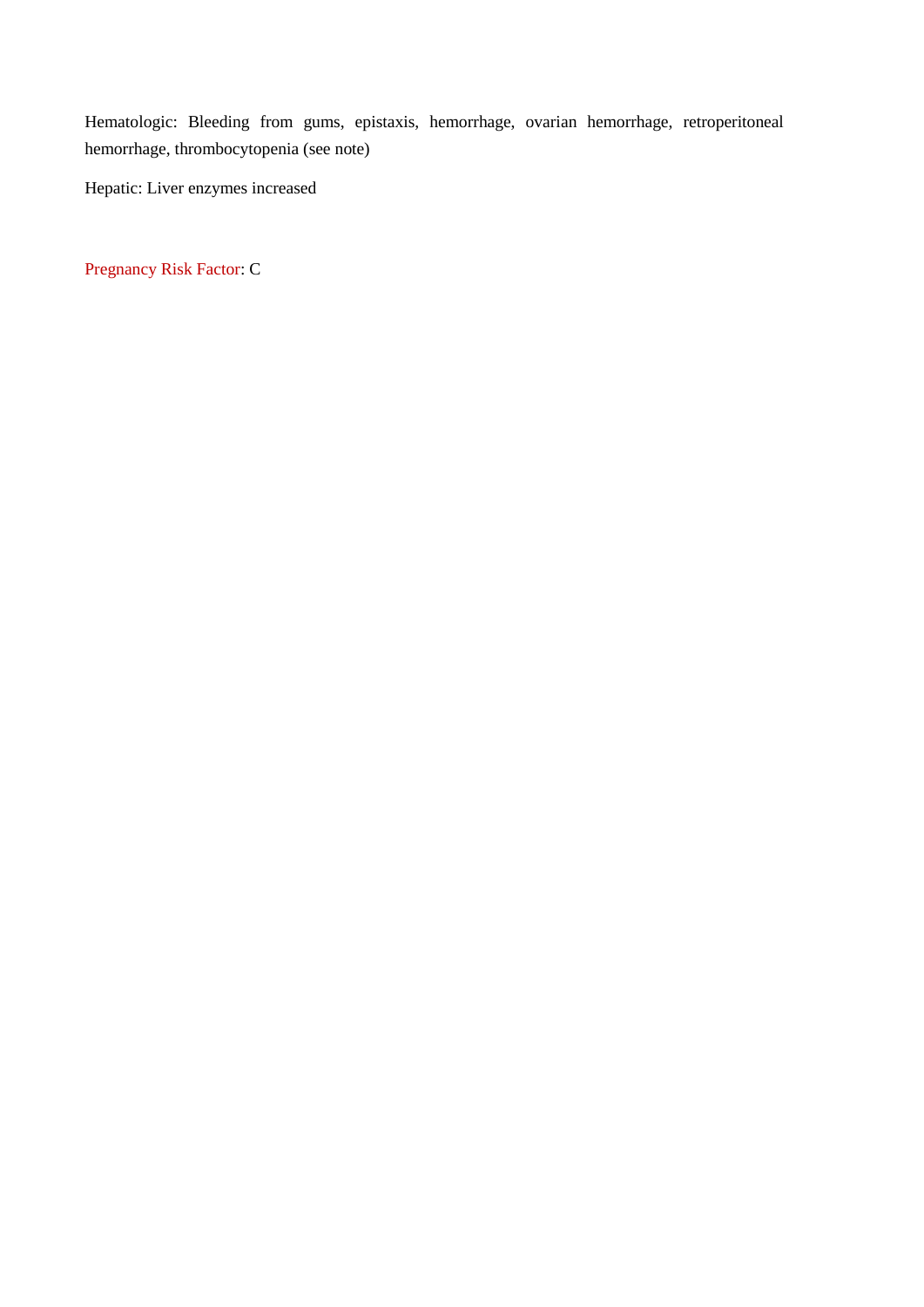Hematologic: Bleeding from gums, epistaxis, hemorrhage, ovarian hemorrhage, retroperitoneal hemorrhage, thrombocytopenia (see note)

Hepatic: Liver enzymes increased

Pregnancy Risk Factor: C